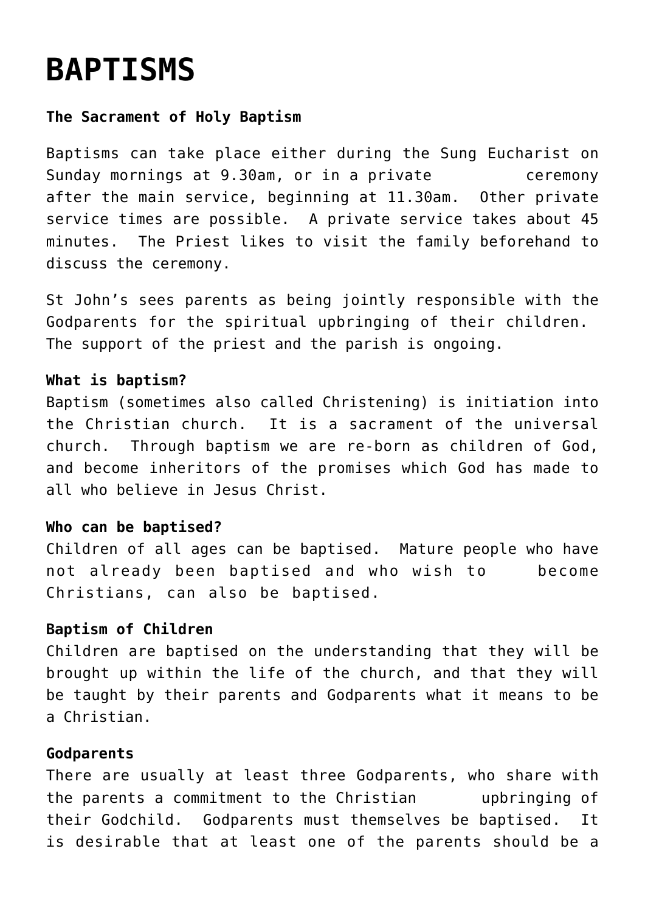# BAPTISMS

**The Sacrament of Holy Baptism**

Baptisms can take place either during the Sung Eucharist on Sunday mornings at 9.30am, or in a private ceremony after the main service, beginning at 11.30am. Other private service times are possible. A private service takes about 45 minutes. The Priest likes to visit the family beforehand to discuss the ceremony.

St John's sees parents as being jointly responsible with the Godparents for the spiritual upbringing of their children. The support of the priest and the parish is ongoing.

**What is baptism?**
Baptism (sometimes also called Christening) is initiation into the Christian church. It is a sacrament of the universal church. Through baptism we are re-born as children of God, and become inheritors of the promises which God has made to all who believe in Jesus Christ.

**Who can be baptised?**
Children of all ages can be baptised. Mature people who have not already been baptised and who wish to become Christians, can also be baptised.

**Baptism of Children**
Children are baptised on the understanding that they will be brought up within the life of the church, and that they will be taught by their parents and Godparents what it means to be a Christian.

**Godparents**
There are usually at least three Godparents, who share with the parents a commitment to the Christian upbringing of their Godchild. Godparents must themselves be baptised. It is desirable that at least one of the parents should be a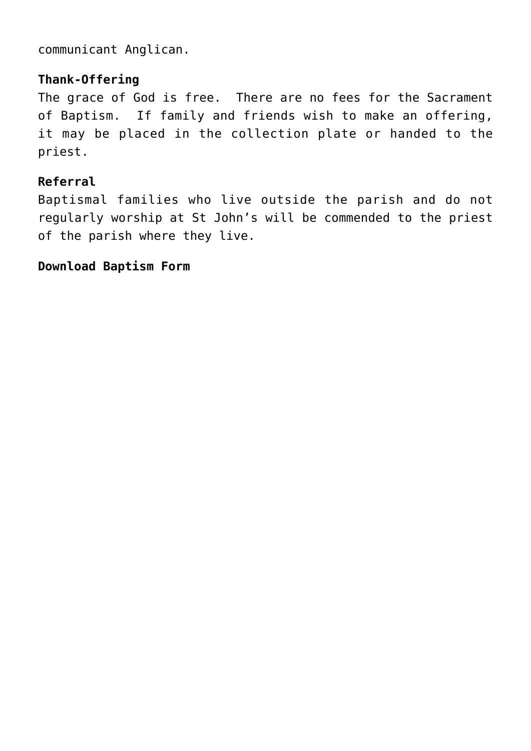communicant Anglican.

**Thank-Offering**
The grace of God is free. There are no fees for the Sacrament of Baptism. If family and friends wish to make an offering, it may be placed in the collection plate or handed to the priest.

**Referral**
Baptismal families who live outside the parish and do not regularly worship at St John's will be commended to the priest of the parish where they live.

**Download Baptism Form**